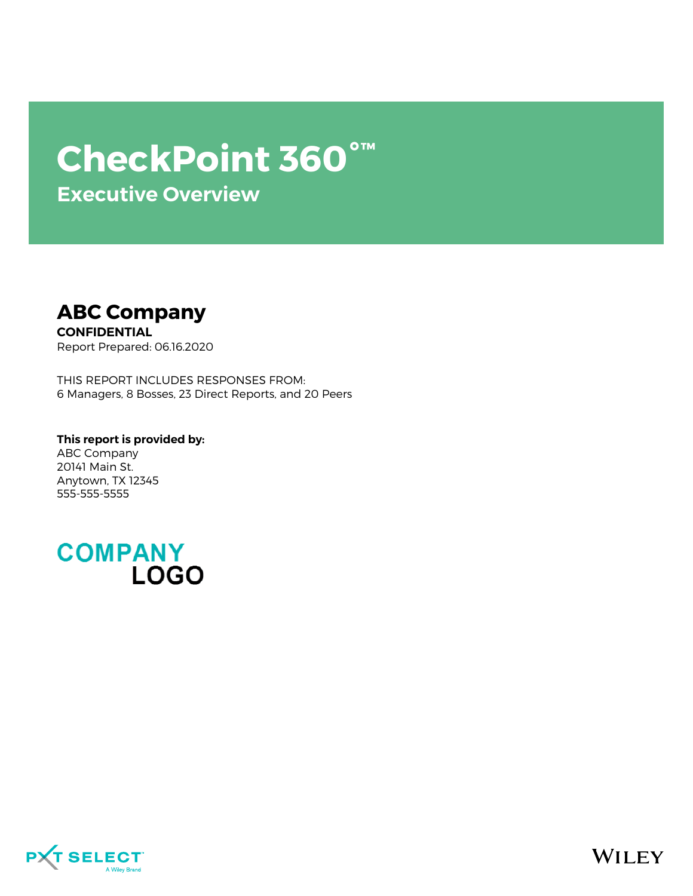# CheckPoint 360°™

## Executive Overview

## ABC Company

**CONFIDENTIAL**

Report Prepared: 06.16.2020

THIS REPORT INCLUDES RESPONSES FROM:
6 Managers, 8 Bosses, 23 Direct Reports, and 20 Peers

**This report is provided by:**
ABC Company
20141 Main St.
Anytown, TX 12345
555-555-5555

COMPANY LOGO

PXT SELECT A Wiley Brand

WILEY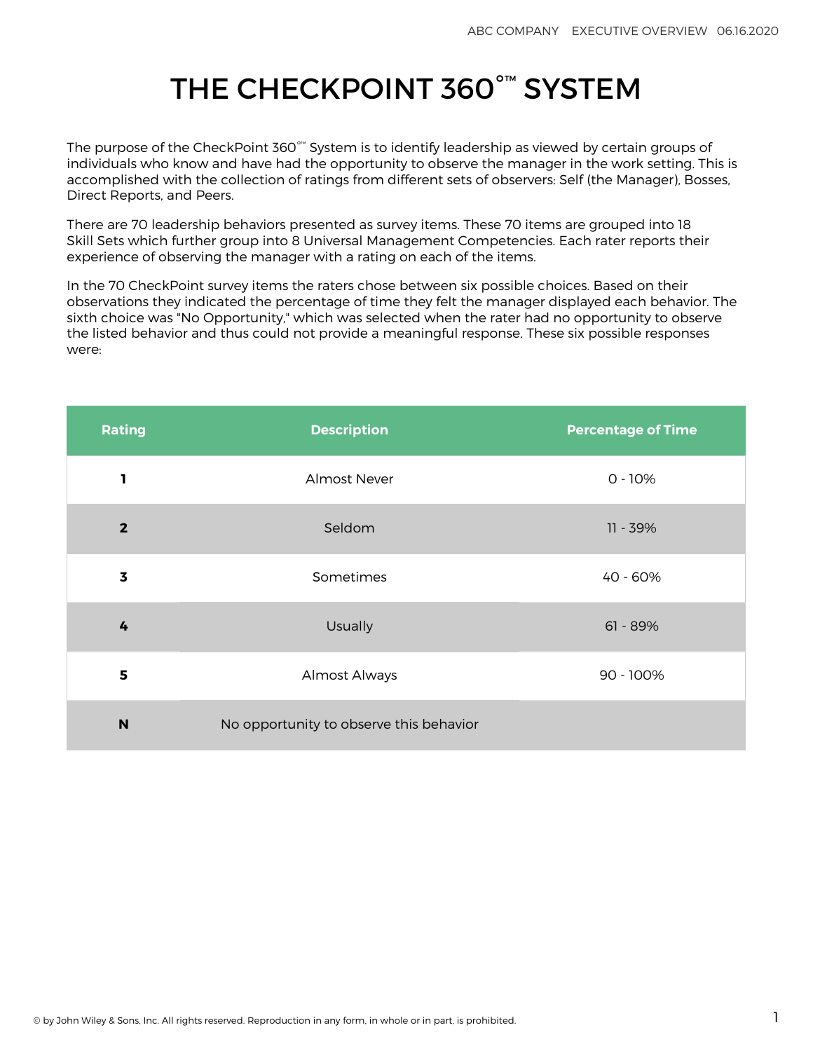# THE CHECKPOINT 360°™ SYSTEM

The purpose of the CheckPoint 360°™ System is to identify leadership as viewed by certain groups of individuals who know and have had the opportunity to observe the manager in the work setting. This is accomplished with the collection of ratings from different sets of observers: Self (the Manager), Bosses, Direct Reports, and Peers.

There are 70 leadership behaviors presented as survey items. These 70 items are grouped into 18 Skill Sets which further group into 8 Universal Management Competencies. Each rater reports their experience of observing the manager with a rating on each of the items.

In the 70 CheckPoint survey items the raters chose between six possible choices. Based on their observations they indicated the percentage of time they felt the manager displayed each behavior. The sixth choice was "No Opportunity," which was selected when the rater had no opportunity to observe the listed behavior and thus could not provide a meaningful response. These six possible responses were:

| Rating | Description | Percentage of Time |
|---|---|---|
| **1** | Almost Never | 0 - 10% |
| **2** | Seldom | 11 - 39% |
| **3** | Sometimes | 40 - 60% |
| **4** | Usually | 61 - 89% |
| **5** | Almost Always | 90 - 100% |
| **N** | No opportunity to observe this behavior | |

© by John Wiley & Sons, Inc. All rights reserved. Reproduction in any form, in whole or in part, is prohibited.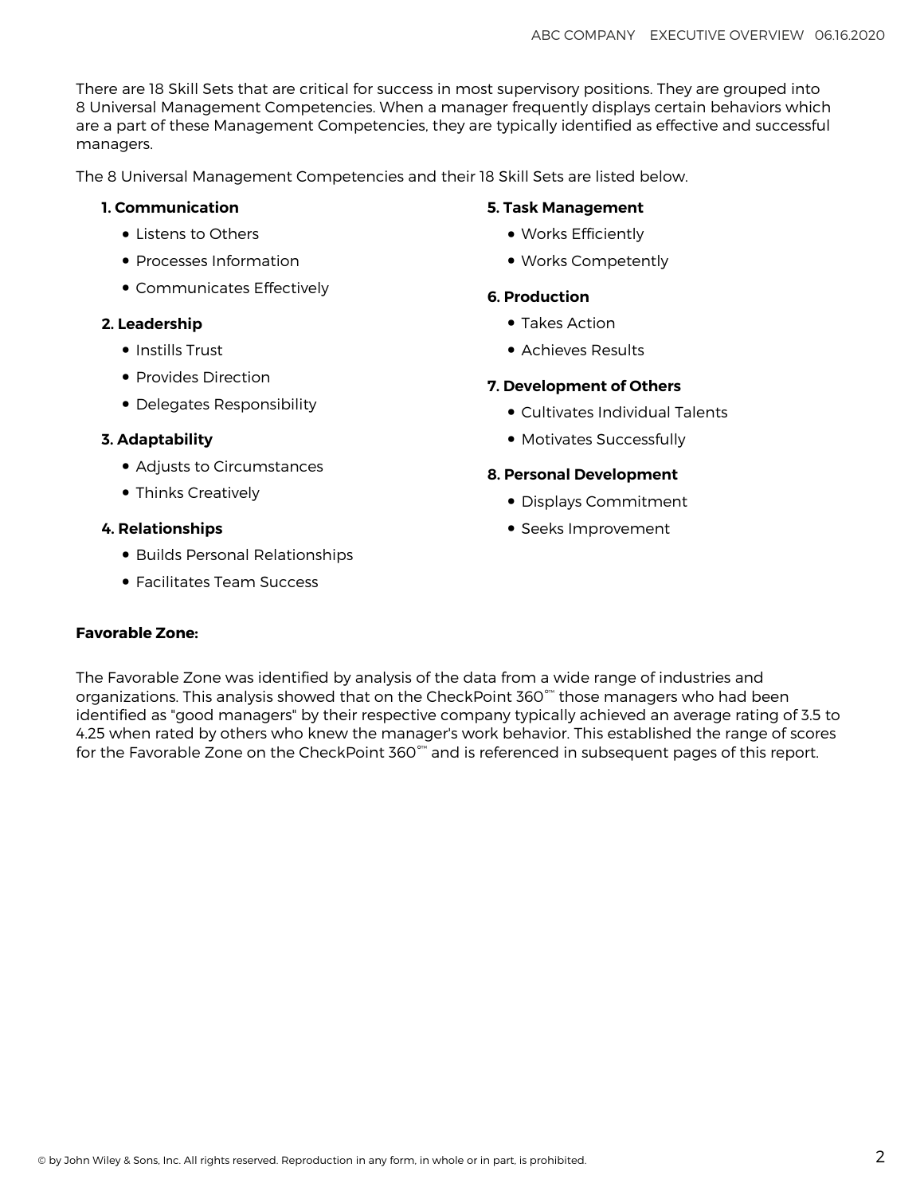There are 18 Skill Sets that are critical for success in most supervisory positions. They are grouped into 8 Universal Management Competencies. When a manager frequently displays certain behaviors which are a part of these Management Competencies, they are typically identified as effective and successful managers.

The 8 Universal Management Competencies and their 18 Skill Sets are listed below.

**1. Communication**

- Listens to Others
- Processes Information
- Communicates Effectively

**2. Leadership**

- Instills Trust
- Provides Direction
- Delegates Responsibility

**3. Adaptability**

- Adjusts to Circumstances
- Thinks Creatively

**4. Relationships**

- Builds Personal Relationships
- Facilitates Team Success

**5. Task Management**

- Works Efficiently
- Works Competently

**6. Production**

- Takes Action
- Achieves Results

**7. Development of Others**

- Cultivates Individual Talents
- Motivates Successfully

**8. Personal Development**

- Displays Commitment
- Seeks Improvement

**Favorable Zone:**

The Favorable Zone was identified by analysis of the data from a wide range of industries and organizations. This analysis showed that on the CheckPoint 360°™ those managers who had been identified as "good managers" by their respective company typically achieved an average rating of 3.5 to 4.25 when rated by others who knew the manager's work behavior. This established the range of scores for the Favorable Zone on the CheckPoint 360°™ and is referenced in subsequent pages of this report.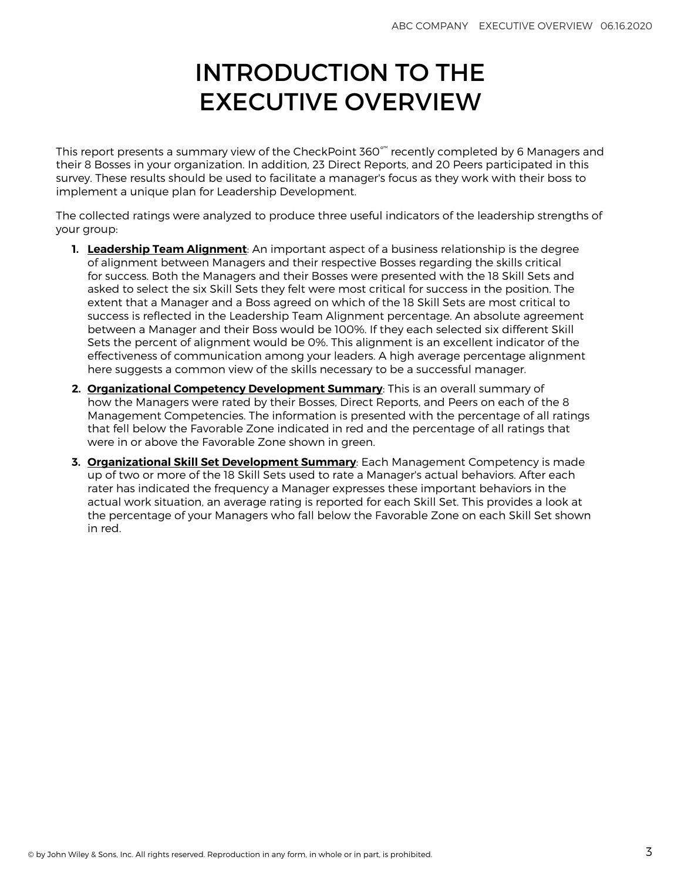# INTRODUCTION TO THE EXECUTIVE OVERVIEW

This report presents a summary view of the CheckPoint 360°™ recently completed by 6 Managers and their 8 Bosses in your organization. In addition, 23 Direct Reports, and 20 Peers participated in this survey. These results should be used to facilitate a manager's focus as they work with their boss to implement a unique plan for Leadership Development.

The collected ratings were analyzed to produce three useful indicators of the leadership strengths of your group:

1. **Leadership Team Alignment**: An important aspect of a business relationship is the degree of alignment between Managers and their respective Bosses regarding the skills critical for success. Both the Managers and their Bosses were presented with the 18 Skill Sets and asked to select the six Skill Sets they felt were most critical for success in the position. The extent that a Manager and a Boss agreed on which of the 18 Skill Sets are most critical to success is reflected in the Leadership Team Alignment percentage. An absolute agreement between a Manager and their Boss would be 100%. If they each selected six different Skill Sets the percent of alignment would be 0%. This alignment is an excellent indicator of the effectiveness of communication among your leaders. A high average percentage alignment here suggests a common view of the skills necessary to be a successful manager.
2. **Organizational Competency Development Summary**: This is an overall summary of how the Managers were rated by their Bosses, Direct Reports, and Peers on each of the 8 Management Competencies. The information is presented with the percentage of all ratings that fell below the Favorable Zone indicated in red and the percentage of all ratings that were in or above the Favorable Zone shown in green.
3. **Organizational Skill Set Development Summary**: Each Management Competency is made up of two or more of the 18 Skill Sets used to rate a Manager's actual behaviors. After each rater has indicated the frequency a Manager expresses these important behaviors in the actual work situation, an average rating is reported for each Skill Set. This provides a look at the percentage of your Managers who fall below the Favorable Zone on each Skill Set shown in red.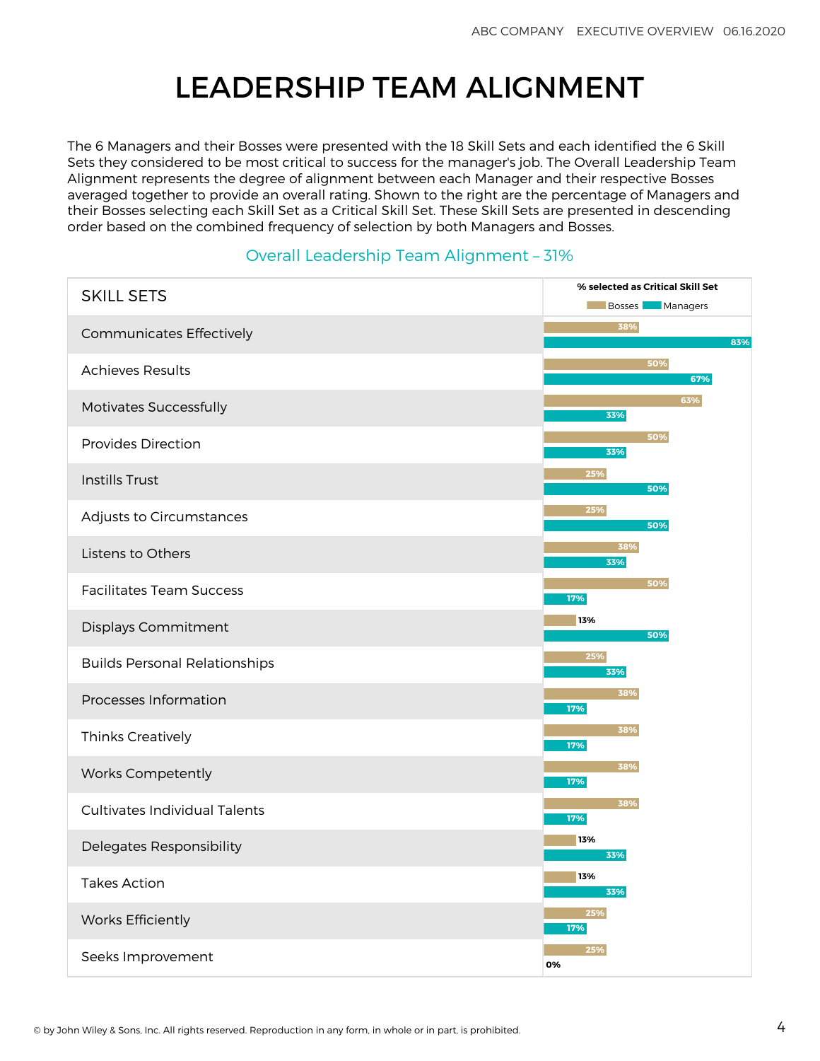# LEADERSHIP TEAM ALIGNMENT

The 6 Managers and their Bosses were presented with the 18 Skill Sets and each identified the 6 Skill Sets they considered to be most critical to success for the manager's job. The Overall Leadership Team Alignment represents the degree of alignment between each Manager and their respective Bosses averaged together to provide an overall rating. Shown to the right are the percentage of Managers and their Bosses selecting each Skill Set as a Critical Skill Set. These Skill Sets are presented in descending order based on the combined frequency of selection by both Managers and Bosses.

## Overall Leadership Team Alignment – 31%

| SKILL SETS | % selected as Critical Skill Set: Bosses | % selected as Critical Skill Set: Managers |
|---|---|---|
| Communicates Effectively | 38% | 83% |
| Achieves Results | 50% | 67% |
| Motivates Successfully | 63% | 33% |
| Provides Direction | 50% | 33% |
| Instills Trust | 25% | 50% |
| Adjusts to Circumstances | 25% | 50% |
| Listens to Others | 38% | 33% |
| Facilitates Team Success | 50% | 17% |
| Displays Commitment | 13% | 50% |
| Builds Personal Relationships | 25% | 33% |
| Processes Information | 38% | 17% |
| Thinks Creatively | 38% | 17% |
| Works Competently | 38% | 17% |
| Cultivates Individual Talents | 38% | 17% |
| Delegates Responsibility | 13% | 33% |
| Takes Action | 13% | 33% |
| Works Efficiently | 25% | 17% |
| Seeks Improvement | 25% | 0% |

© by John Wiley & Sons, Inc. All rights reserved. Reproduction in any form, in whole or in part, is prohibited.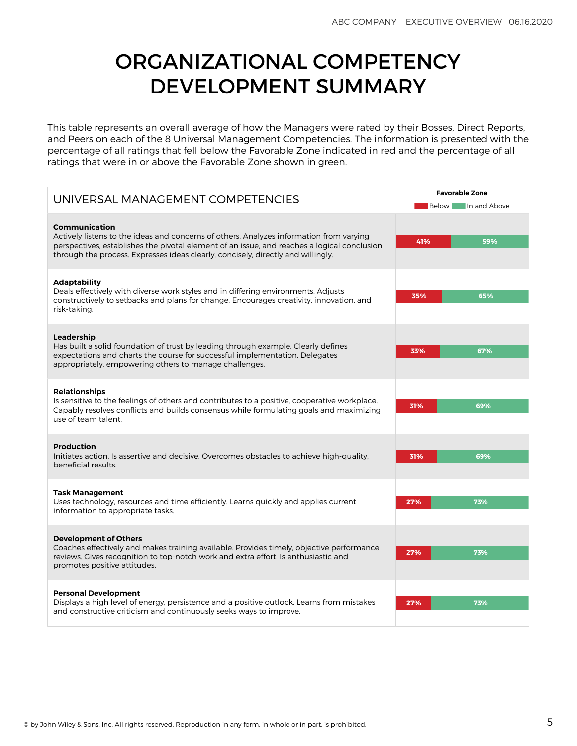# ORGANIZATIONAL COMPETENCY DEVELOPMENT SUMMARY

This table represents an overall average of how the Managers were rated by their Bosses, Direct Reports, and Peers on each of the 8 Universal Management Competencies. The information is presented with the percentage of all ratings that fell below the Favorable Zone indicated in red and the percentage of all ratings that were in or above the Favorable Zone shown in green.

| UNIVERSAL MANAGEMENT COMPETENCIES | Favorable Zone: Below | Favorable Zone: In and Above |
|---|---|---|
| **Communication**<br>Actively listens to the ideas and concerns of others. Analyzes information from varying perspectives, establishes the pivotal element of an issue, and reaches a logical conclusion through the process. Expresses ideas clearly, concisely, directly and willingly. | 41% | 59% |
| **Adaptability**<br>Deals effectively with diverse work styles and in differing environments. Adjusts constructively to setbacks and plans for change. Encourages creativity, innovation, and risk-taking. | 35% | 65% |
| **Leadership**<br>Has built a solid foundation of trust by leading through example. Clearly defines expectations and charts the course for successful implementation. Delegates appropriately, empowering others to manage challenges. | 33% | 67% |
| **Relationships**<br>Is sensitive to the feelings of others and contributes to a positive, cooperative workplace. Capably resolves conflicts and builds consensus while formulating goals and maximizing use of team talent. | 31% | 69% |
| **Production**<br>Initiates action. Is assertive and decisive. Overcomes obstacles to achieve high-quality, beneficial results. | 31% | 69% |
| **Task Management**<br>Uses technology, resources and time efficiently. Learns quickly and applies current information to appropriate tasks. | 27% | 73% |
| **Development of Others**<br>Coaches effectively and makes training available. Provides timely, objective performance reviews. Gives recognition to top-notch work and extra effort. Is enthusiastic and promotes positive attitudes. | 27% | 73% |
| **Personal Development**<br>Displays a high level of energy, persistence and a positive outlook. Learns from mistakes and constructive criticism and continuously seeks ways to improve. | 27% | 73% |

© by John Wiley & Sons, Inc. All rights reserved. Reproduction in any form, in whole or in part, is prohibited.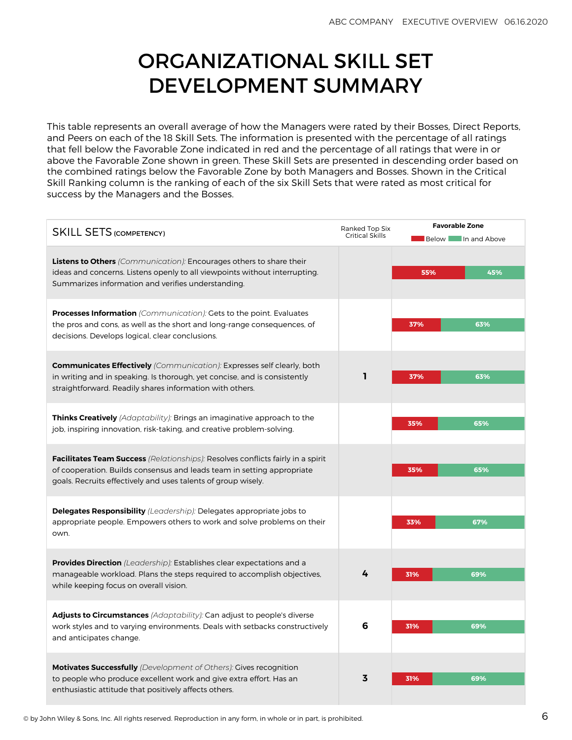# ORGANIZATIONAL SKILL SET DEVELOPMENT SUMMARY

This table represents an overall average of how the Managers were rated by their Bosses, Direct Reports, and Peers on each of the 18 Skill Sets. The information is presented with the percentage of all ratings that fell below the Favorable Zone indicated in red and the percentage of all ratings that were in or above the Favorable Zone shown in green. These Skill Sets are presented in descending order based on the combined ratings below the Favorable Zone by both Managers and Bosses. Shown in the Critical Skill Ranking column is the ranking of each of the six Skill Sets that were rated as most critical for success by the Managers and the Bosses.

| SKILL SETS (COMPETENCY) | Ranked Top Six Critical Skills | Favorable Zone: Below | Favorable Zone: In and Above |
|---|---|---|---|
| **Listens to Others** *(Communication):* Encourages others to share their ideas and concerns. Listens openly to all viewpoints without interrupting. Summarizes information and verifies understanding. | | 55% | 45% |
| **Processes Information** *(Communication):* Gets to the point. Evaluates the pros and cons, as well as the short and long-range consequences, of decisions. Develops logical, clear conclusions. | | 37% | 63% |
| **Communicates Effectively** *(Communication):* Expresses self clearly, both in writing and in speaking. Is thorough, yet concise, and is consistently straightforward. Readily shares information with others. | 1 | 37% | 63% |
| **Thinks Creatively** *(Adaptability):* Brings an imaginative approach to the job, inspiring innovation, risk-taking, and creative problem-solving. | | 35% | 65% |
| **Facilitates Team Success** *(Relationships):* Resolves conflicts fairly in a spirit of cooperation. Builds consensus and leads team in setting appropriate goals. Recruits effectively and uses talents of group wisely. | | 35% | 65% |
| **Delegates Responsibility** *(Leadership):* Delegates appropriate jobs to appropriate people. Empowers others to work and solve problems on their own. | | 33% | 67% |
| **Provides Direction** *(Leadership):* Establishes clear expectations and a manageable workload. Plans the steps required to accomplish objectives, while keeping focus on overall vision. | 4 | 31% | 69% |
| **Adjusts to Circumstances** *(Adaptability):* Can adjust to people's diverse work styles and to varying environments. Deals with setbacks constructively and anticipates change. | 6 | 31% | 69% |
| **Motivates Successfully** *(Development of Others):* Gives recognition to people who produce excellent work and give extra effort. Has an enthusiastic attitude that positively affects others. | 3 | 31% | 69% |

© by John Wiley & Sons, Inc. All rights reserved. Reproduction in any form, in whole or in part, is prohibited.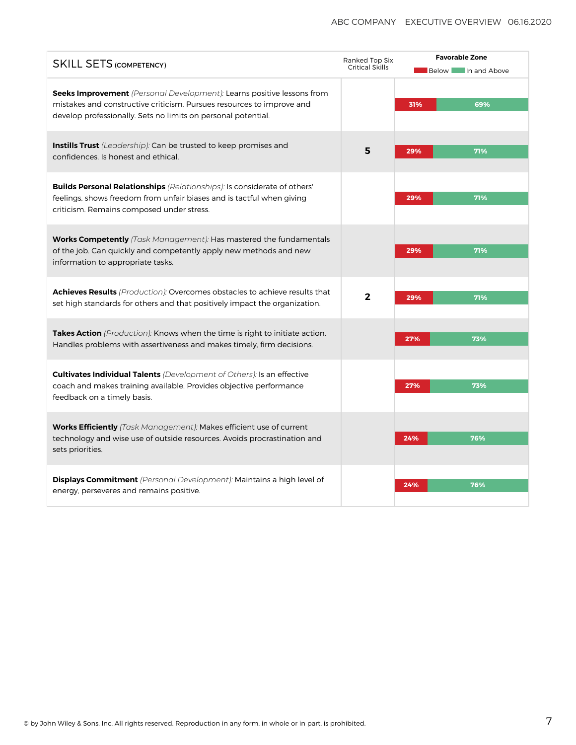| SKILL SETS (COMPETENCY) | Ranked Top Six Critical Skills | Favorable Zone: Below | Favorable Zone: In and Above |
|---|---|---|---|
| **Seeks Improvement** *(Personal Development):* Learns positive lessons from mistakes and constructive criticism. Pursues resources to improve and develop professionally. Sets no limits on personal potential. | | 31% | 69% |
| **Instills Trust** *(Leadership):* Can be trusted to keep promises and confidences. Is honest and ethical. | 5 | 29% | 71% |
| **Builds Personal Relationships** *(Relationships):* Is considerate of others' feelings, shows freedom from unfair biases and is tactful when giving criticism. Remains composed under stress. | | 29% | 71% |
| **Works Competently** *(Task Management):* Has mastered the fundamentals of the job. Can quickly and competently apply new methods and new information to appropriate tasks. | | 29% | 71% |
| **Achieves Results** *(Production):* Overcomes obstacles to achieve results that set high standards for others and that positively impact the organization. | 2 | 29% | 71% |
| **Takes Action** *(Production):* Knows when the time is right to initiate action. Handles problems with assertiveness and makes timely, firm decisions. | | 27% | 73% |
| **Cultivates Individual Talents** *(Development of Others):* Is an effective coach and makes training available. Provides objective performance feedback on a timely basis. | | 27% | 73% |
| **Works Efficiently** *(Task Management):* Makes efficient use of current technology and wise use of outside resources. Avoids procrastination and sets priorities. | | 24% | 76% |
| **Displays Commitment** *(Personal Development):* Maintains a high level of energy, perseveres and remains positive. | | 24% | 76% |

© by John Wiley & Sons, Inc. All rights reserved. Reproduction in any form, in whole or in part, is prohibited.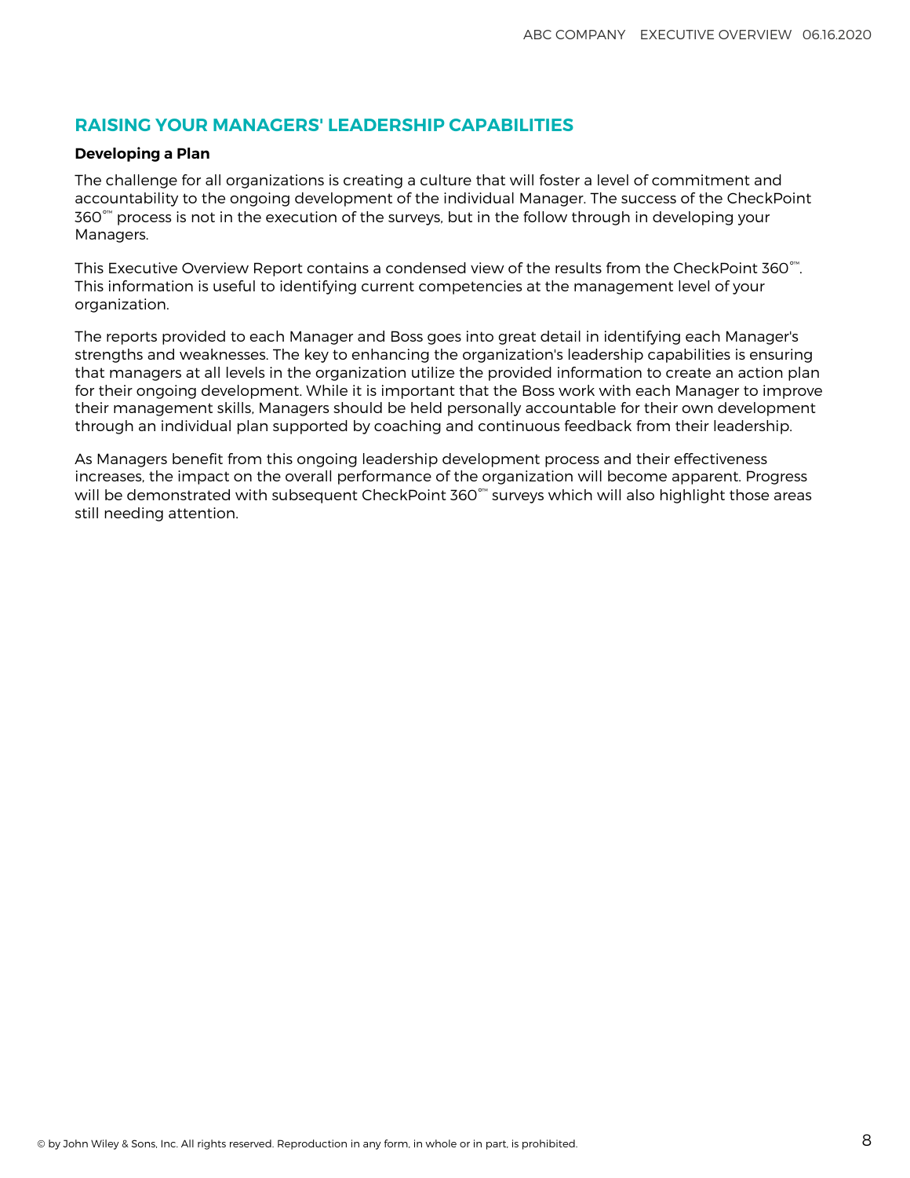## RAISING YOUR MANAGERS' LEADERSHIP CAPABILITIES

**Developing a Plan**

The challenge for all organizations is creating a culture that will foster a level of commitment and accountability to the ongoing development of the individual Manager. The success of the CheckPoint 360°™ process is not in the execution of the surveys, but in the follow through in developing your Managers.

This Executive Overview Report contains a condensed view of the results from the CheckPoint 360°™. This information is useful to identifying current competencies at the management level of your organization.

The reports provided to each Manager and Boss goes into great detail in identifying each Manager's strengths and weaknesses. The key to enhancing the organization's leadership capabilities is ensuring that managers at all levels in the organization utilize the provided information to create an action plan for their ongoing development. While it is important that the Boss work with each Manager to improve their management skills, Managers should be held personally accountable for their own development through an individual plan supported by coaching and continuous feedback from their leadership.

As Managers benefit from this ongoing leadership development process and their effectiveness increases, the impact on the overall performance of the organization will become apparent. Progress will be demonstrated with subsequent CheckPoint 360°™ surveys which will also highlight those areas still needing attention.